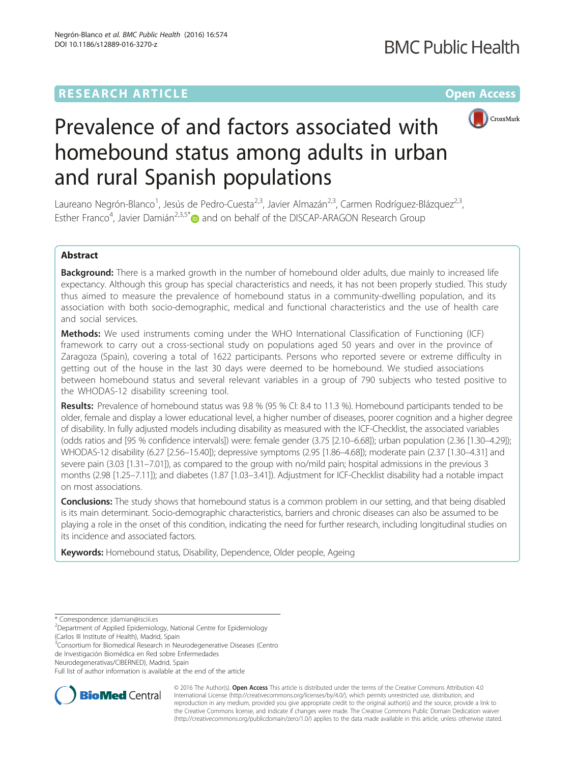RESEARCH ARTICLE

Open Access

# Prevalence of and factors associated with homebound status among adults in urban and rural Spanish populations

Laureano Negrón-Blanco[1], Jesús de Pedro-Cuesta[2,3], Javier Almazán[2,3], Carmen Rodríguez-Blázquez[2,3], Esther Franco[4], Javier Damián[2,3,5*] and on behalf of the DISCAP-ARAGON Research Group

## Abstract

**Background:** There is a marked growth in the number of homebound older adults, due mainly to increased life expectancy. Although this group has special characteristics and needs, it has not been properly studied. This study thus aimed to measure the prevalence of homebound status in a community-dwelling population, and its association with both socio-demographic, medical and functional characteristics and the use of health care and social services.

**Methods:** We used instruments coming under the WHO International Classification of Functioning (ICF) framework to carry out a cross-sectional study on populations aged 50 years and over in the province of Zaragoza (Spain), covering a total of 1622 participants. Persons who reported severe or extreme difficulty in getting out of the house in the last 30 days were deemed to be homebound. We studied associations between homebound status and several relevant variables in a group of 790 subjects who tested positive to the WHODAS-12 disability screening tool.

**Results:** Prevalence of homebound status was 9.8 % (95 % CI: 8.4 to 11.3 %). Homebound participants tended to be older, female and display a lower educational level, a higher number of diseases, poorer cognition and a higher degree of disability. In fully adjusted models including disability as measured with the ICF-Checklist, the associated variables (odds ratios and [95 % confidence intervals]) were: female gender (3.75 [2.10–6.68]); urban population (2.36 [1.30–4.29]); WHODAS-12 disability (6.27 [2.56–15.40]); depressive symptoms (2.95 [1.86–4.68]); moderate pain (2.37 [1.30–4.31] and severe pain (3.03 [1.31–7.01]), as compared to the group with no/mild pain; hospital admissions in the previous 3 months (2.98 [1.25–7.11]); and diabetes (1.87 [1.03–3.41]). Adjustment for ICF-Checklist disability had a notable impact on most associations.

**Conclusions:** The study shows that homebound status is a common problem in our setting, and that being disabled is its main determinant. Socio-demographic characteristics, barriers and chronic diseases can also be assumed to be playing a role in the onset of this condition, indicating the need for further research, including longitudinal studies on its incidence and associated factors.

**Keywords:** Homebound status, Disability, Dependence, Older people, Ageing

---

\* Correspondence: jdamian@isciii.es
[2]Department of Applied Epidemiology, National Centre for Epidemiology (Carlos III Institute of Health), Madrid, Spain
[3]Consortium for Biomedical Research in Neurodegenerative Diseases (Centro de Investigación Biomédica en Red sobre Enfermedades Neurodegenerativas/CIBERNED), Madrid, Spain
Full list of author information is available at the end of the article

© 2016 The Author(s). **Open Access** This article is distributed under the terms of the Creative Commons Attribution 4.0 International License (http://creativecommons.org/licenses/by/4.0/), which permits unrestricted use, distribution, and reproduction in any medium, provided you give appropriate credit to the original author(s) and the source, provide a link to the Creative Commons license, and indicate if changes were made. The Creative Commons Public Domain Dedication waiver (http://creativecommons.org/publicdomain/zero/1.0/) applies to the data made available in this article, unless otherwise stated.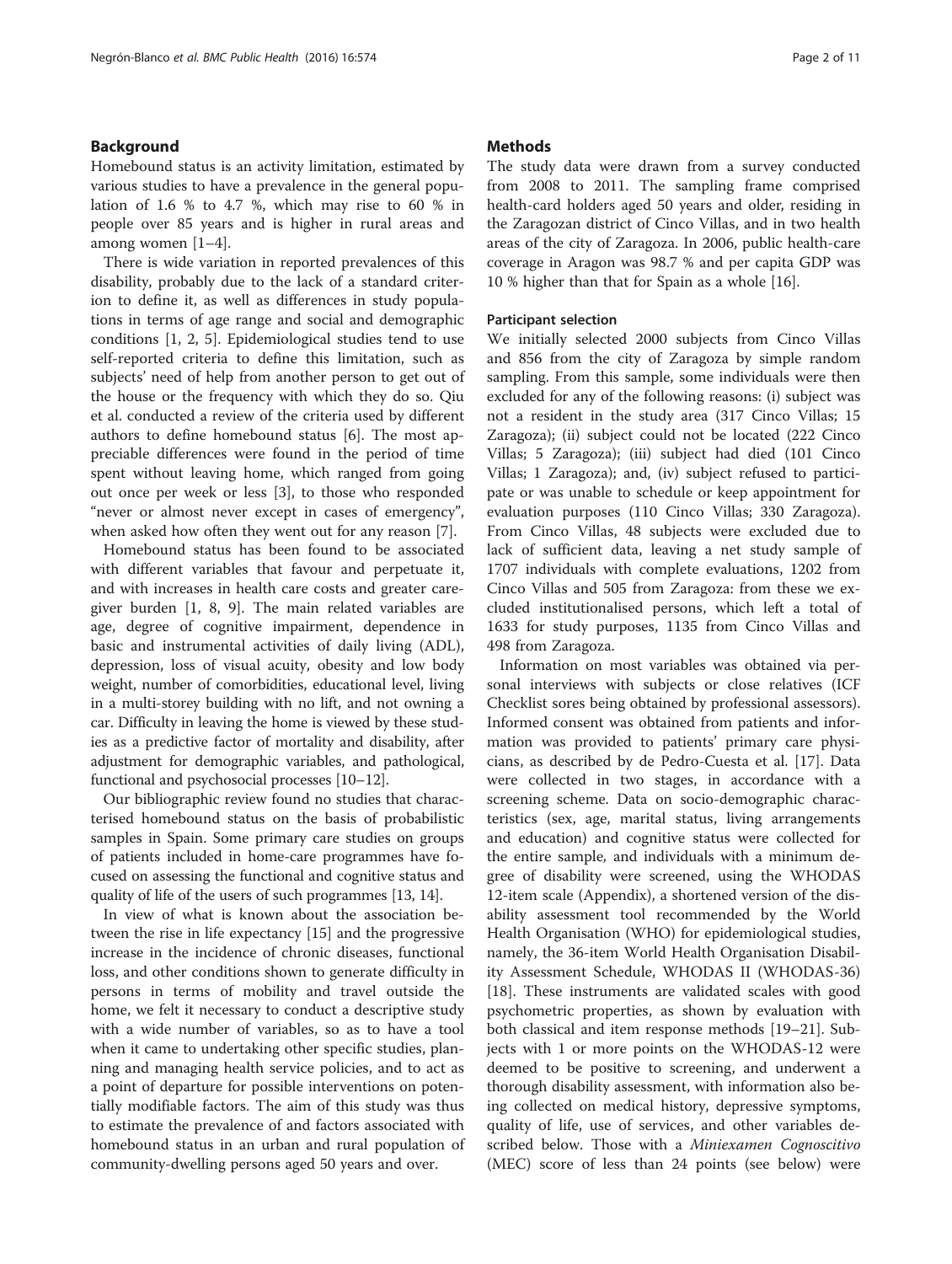## Background

Homebound status is an activity limitation, estimated by various studies to have a prevalence in the general population of 1.6 % to 4.7 %, which may rise to 60 % in people over 85 years and is higher in rural areas and among women [1–4].

There is wide variation in reported prevalences of this disability, probably due to the lack of a standard criterion to define it, as well as differences in study populations in terms of age range and social and demographic conditions [1, 2, 5]. Epidemiological studies tend to use self-reported criteria to define this limitation, such as subjects' need of help from another person to get out of the house or the frequency with which they do so. Qiu et al. conducted a review of the criteria used by different authors to define homebound status [6]. The most appreciable differences were found in the period of time spent without leaving home, which ranged from going out once per week or less [3], to those who responded "never or almost never except in cases of emergency", when asked how often they went out for any reason [7].

Homebound status has been found to be associated with different variables that favour and perpetuate it, and with increases in health care costs and greater caregiver burden [1, 8, 9]. The main related variables are age, degree of cognitive impairment, dependence in basic and instrumental activities of daily living (ADL), depression, loss of visual acuity, obesity and low body weight, number of comorbidities, educational level, living in a multi-storey building with no lift, and not owning a car. Difficulty in leaving the home is viewed by these studies as a predictive factor of mortality and disability, after adjustment for demographic variables, and pathological, functional and psychosocial processes [10–12].

Our bibliographic review found no studies that characterised homebound status on the basis of probabilistic samples in Spain. Some primary care studies on groups of patients included in home-care programmes have focused on assessing the functional and cognitive status and quality of life of the users of such programmes [13, 14].

In view of what is known about the association between the rise in life expectancy [15] and the progressive increase in the incidence of chronic diseases, functional loss, and other conditions shown to generate difficulty in persons in terms of mobility and travel outside the home, we felt it necessary to conduct a descriptive study with a wide number of variables, so as to have a tool when it came to undertaking other specific studies, planning and managing health service policies, and to act as a point of departure for possible interventions on potentially modifiable factors. The aim of this study was thus to estimate the prevalence of and factors associated with homebound status in an urban and rural population of community-dwelling persons aged 50 years and over.

## Methods

The study data were drawn from a survey conducted from 2008 to 2011. The sampling frame comprised health-card holders aged 50 years and older, residing in the Zaragozan district of Cinco Villas, and in two health areas of the city of Zaragoza. In 2006, public health-care coverage in Aragon was 98.7 % and per capita GDP was 10 % higher than that for Spain as a whole [16].

### Participant selection

We initially selected 2000 subjects from Cinco Villas and 856 from the city of Zaragoza by simple random sampling. From this sample, some individuals were then excluded for any of the following reasons: (i) subject was not a resident in the study area (317 Cinco Villas; 15 Zaragoza); (ii) subject could not be located (222 Cinco Villas; 5 Zaragoza); (iii) subject had died (101 Cinco Villas; 1 Zaragoza); and, (iv) subject refused to participate or was unable to schedule or keep appointment for evaluation purposes (110 Cinco Villas; 330 Zaragoza). From Cinco Villas, 48 subjects were excluded due to lack of sufficient data, leaving a net study sample of 1707 individuals with complete evaluations, 1202 from Cinco Villas and 505 from Zaragoza: from these we excluded institutionalised persons, which left a total of 1633 for study purposes, 1135 from Cinco Villas and 498 from Zaragoza.

Information on most variables was obtained via personal interviews with subjects or close relatives (ICF Checklist sores being obtained by professional assessors). Informed consent was obtained from patients and information was provided to patients' primary care physicians, as described by de Pedro-Cuesta et al. [17]. Data were collected in two stages, in accordance with a screening scheme. Data on socio-demographic characteristics (sex, age, marital status, living arrangements and education) and cognitive status were collected for the entire sample, and individuals with a minimum degree of disability were screened, using the WHODAS 12-item scale (Appendix), a shortened version of the disability assessment tool recommended by the World Health Organisation (WHO) for epidemiological studies, namely, the 36-item World Health Organisation Disability Assessment Schedule, WHODAS II (WHODAS-36) [18]. These instruments are validated scales with good psychometric properties, as shown by evaluation with both classical and item response methods [19–21]. Subjects with 1 or more points on the WHODAS-12 were deemed to be positive to screening, and underwent a thorough disability assessment, with information also being collected on medical history, depressive symptoms, quality of life, use of services, and other variables described below. Those with a *Miniexamen Cognoscitivo* (MEC) score of less than 24 points (see below) were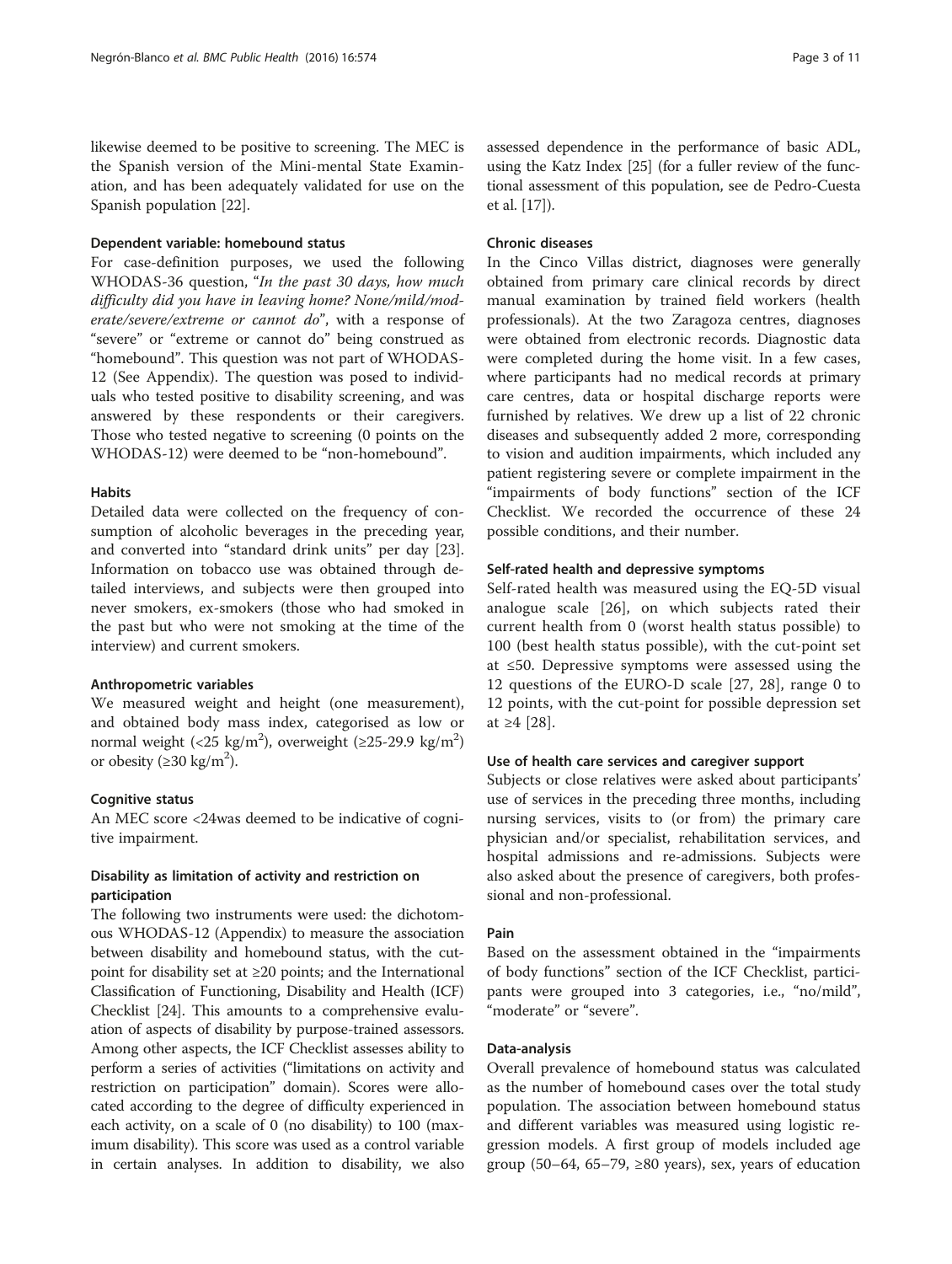likewise deemed to be positive to screening. The MEC is the Spanish version of the Mini-mental State Examination, and has been adequately validated for use on the Spanish population [22].

#### Dependent variable: homebound status

For case-definition purposes, we used the following WHODAS-36 question, "*In the past 30 days, how much difficulty did you have in leaving home? None/mild/moderate/severe/extreme or cannot do*", with a response of "severe" or "extreme or cannot do" being construed as "homebound". This question was not part of WHODAS-12 (See Appendix). The question was posed to individuals who tested positive to disability screening, and was answered by these respondents or their caregivers. Those who tested negative to screening (0 points on the WHODAS-12) were deemed to be "non-homebound".

#### Habits

Detailed data were collected on the frequency of consumption of alcoholic beverages in the preceding year, and converted into "standard drink units" per day [23]. Information on tobacco use was obtained through detailed interviews, and subjects were then grouped into never smokers, ex-smokers (those who had smoked in the past but who were not smoking at the time of the interview) and current smokers.

#### Anthropometric variables

We measured weight and height (one measurement), and obtained body mass index, categorised as low or normal weight ($<25$ kg/m$^2$), overweight ($\geq 25$-$29.9$ kg/m$^2$) or obesity ($\geq 30$ kg/m$^2$).

#### Cognitive status

An MEC score <24was deemed to be indicative of cognitive impairment.

### Disability as limitation of activity and restriction on participation

The following two instruments were used: the dichotomous WHODAS-12 (Appendix) to measure the association between disability and homebound status, with the cut-point for disability set at ≥20 points; and the International Classification of Functioning, Disability and Health (ICF) Checklist [24]. This amounts to a comprehensive evaluation of aspects of disability by purpose-trained assessors. Among other aspects, the ICF Checklist assesses ability to perform a series of activities ("limitations on activity and restriction on participation" domain). Scores were allocated according to the degree of difficulty experienced in each activity, on a scale of 0 (no disability) to 100 (maximum disability). This score was used as a control variable in certain analyses. In addition to disability, we also assessed dependence in the performance of basic ADL, using the Katz Index [25] (for a fuller review of the functional assessment of this population, see de Pedro-Cuesta et al. [17]).

#### Chronic diseases

In the Cinco Villas district, diagnoses were generally obtained from primary care clinical records by direct manual examination by trained field workers (health professionals). At the two Zaragoza centres, diagnoses were obtained from electronic records. Diagnostic data were completed during the home visit. In a few cases, where participants had no medical records at primary care centres, data or hospital discharge reports were furnished by relatives. We drew up a list of 22 chronic diseases and subsequently added 2 more, corresponding to vision and audition impairments, which included any patient registering severe or complete impairment in the "impairments of body functions" section of the ICF Checklist. We recorded the occurrence of these 24 possible conditions, and their number.

#### Self-rated health and depressive symptoms

Self-rated health was measured using the EQ-5D visual analogue scale [26], on which subjects rated their current health from 0 (worst health status possible) to 100 (best health status possible), with the cut-point set at ≤50. Depressive symptoms were assessed using the 12 questions of the EURO-D scale [27, 28], range 0 to 12 points, with the cut-point for possible depression set at ≥4 [28].

#### Use of health care services and caregiver support

Subjects or close relatives were asked about participants' use of services in the preceding three months, including nursing services, visits to (or from) the primary care physician and/or specialist, rehabilitation services, and hospital admissions and re-admissions. Subjects were also asked about the presence of caregivers, both professional and non-professional.

#### Pain

Based on the assessment obtained in the "impairments of body functions" section of the ICF Checklist, participants were grouped into 3 categories, i.e., "no/mild", "moderate" or "severe".

#### Data-analysis

Overall prevalence of homebound status was calculated as the number of homebound cases over the total study population. The association between homebound status and different variables was measured using logistic regression models. A first group of models included age group (50–64, 65–79, ≥80 years), sex, years of education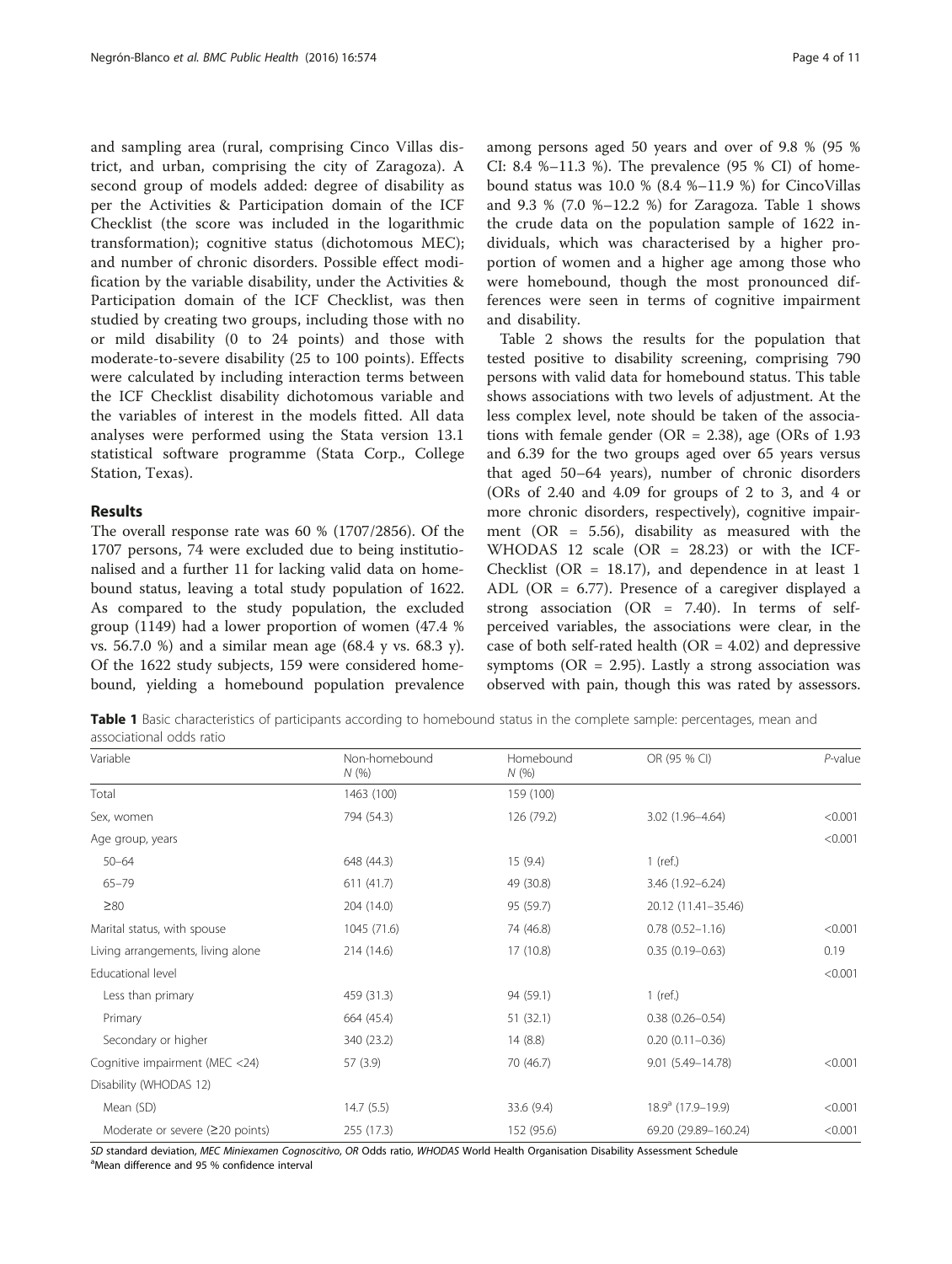and sampling area (rural, comprising Cinco Villas district, and urban, comprising the city of Zaragoza). A second group of models added: degree of disability as per the Activities & Participation domain of the ICF Checklist (the score was included in the logarithmic transformation); cognitive status (dichotomous MEC); and number of chronic disorders. Possible effect modification by the variable disability, under the Activities & Participation domain of the ICF Checklist, was then studied by creating two groups, including those with no or mild disability (0 to 24 points) and those with moderate-to-severe disability (25 to 100 points). Effects were calculated by including interaction terms between the ICF Checklist disability dichotomous variable and the variables of interest in the models fitted. All data analyses were performed using the Stata version 13.1 statistical software programme (Stata Corp., College Station, Texas).

## Results

The overall response rate was 60 % (1707/2856). Of the 1707 persons, 74 were excluded due to being institutionalised and a further 11 for lacking valid data on homebound status, leaving a total study population of 1622. As compared to the study population, the excluded group (1149) had a lower proportion of women (47.4 % vs. 56.7.0 %) and a similar mean age (68.4 y vs. 68.3 y). Of the 1622 study subjects, 159 were considered homebound, yielding a homebound population prevalence among persons aged 50 years and over of 9.8 % (95 % CI: 8.4 %–11.3 %). The prevalence (95 % CI) of homebound status was 10.0 % (8.4 %–11.9 %) for CincoVillas and 9.3 % (7.0 %–12.2 %) for Zaragoza. Table 1 shows the crude data on the population sample of 1622 individuals, which was characterised by a higher proportion of women and a higher age among those who were homebound, though the most pronounced differences were seen in terms of cognitive impairment and disability.

Table 2 shows the results for the population that tested positive to disability screening, comprising 790 persons with valid data for homebound status. This table shows associations with two levels of adjustment. At the less complex level, note should be taken of the associations with female gender (OR = 2.38), age (ORs of 1.93 and 6.39 for the two groups aged over 65 years versus that aged 50–64 years), number of chronic disorders (ORs of 2.40 and 4.09 for groups of 2 to 3, and 4 or more chronic disorders, respectively), cognitive impairment (OR = 5.56), disability as measured with the WHODAS 12 scale (OR = 28.23) or with the ICF-Checklist (OR = 18.17), and dependence in at least 1 ADL (OR = 6.77). Presence of a caregiver displayed a strong association (OR = 7.40). In terms of self-perceived variables, the associations were clear, in the case of both self-rated health (OR = 4.02) and depressive symptoms (OR = 2.95). Lastly a strong association was observed with pain, though this was rated by assessors.

**Table 1** Basic characteristics of participants according to homebound status in the complete sample: percentages, mean and associational odds ratio

| Variable | Non-homebound N (%) | Homebound N (%) | OR (95 % CI) | *P*-value |
|---|---|---|---|---|
| Total | 1463 (100) | 159 (100) | | |
| Sex, women | 794 (54.3) | 126 (79.2) | 3.02 (1.96–4.64) | <0.001 |
| Age group, years | | | | <0.001 |
| 50–64 | 648 (44.3) | 15 (9.4) | 1 (ref.) | |
| 65–79 | 611 (41.7) | 49 (30.8) | 3.46 (1.92–6.24) | |
| ≥80 | 204 (14.0) | 95 (59.7) | 20.12 (11.41–35.46) | |
| Marital status, with spouse | 1045 (71.6) | 74 (46.8) | 0.78 (0.52–1.16) | <0.001 |
| Living arrangements, living alone | 214 (14.6) | 17 (10.8) | 0.35 (0.19–0.63) | 0.19 |
| Educational level | | | | <0.001 |
| Less than primary | 459 (31.3) | 94 (59.1) | 1 (ref.) | |
| Primary | 664 (45.4) | 51 (32.1) | 0.38 (0.26–0.54) | |
| Secondary or higher | 340 (23.2) | 14 (8.8) | 0.20 (0.11–0.36) | |
| Cognitive impairment (MEC <24) | 57 (3.9) | 70 (46.7) | 9.01 (5.49–14.78) | <0.001 |
| Disability (WHODAS 12) | | | | |
| Mean (SD) | 14.7 (5.5) | 33.6 (9.4) | 18.9[a] (17.9–19.9) | <0.001 |
| Moderate or severe (≥20 points) | 255 (17.3) | 152 (95.6) | 69.20 (29.89–160.24) | <0.001 |

*SD* standard deviation, *MEC* Miniexamen Cognoscitivo, *OR* Odds ratio, *WHODAS* World Health Organisation Disability Assessment Schedule
[a]Mean difference and 95 % confidence interval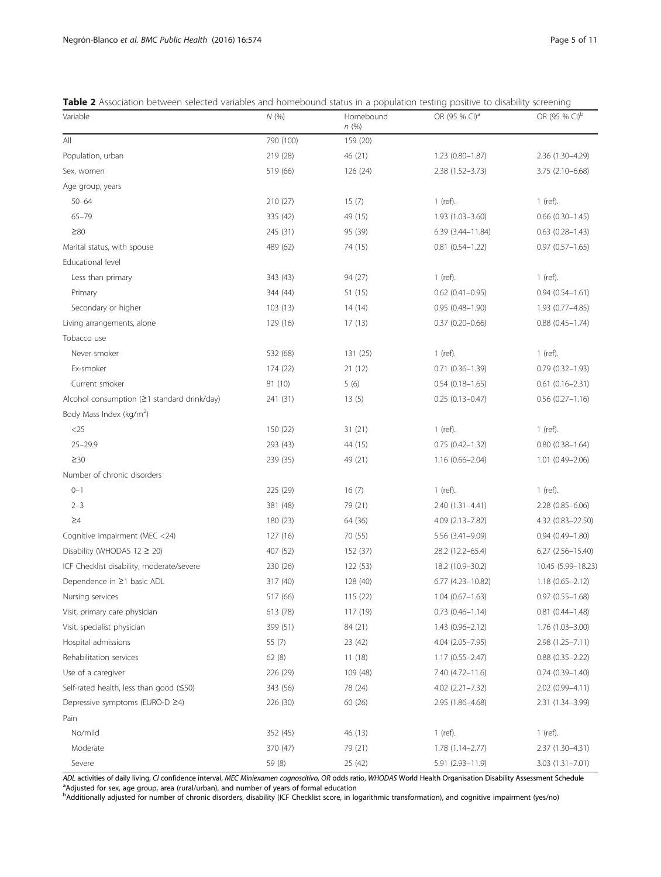**Table 2** Association between selected variables and homebound status in a population testing positive to disability screening

| Variable | N (%) | Homebound n (%) | OR (95 % CI)[a] | OR (95 % CI)[b] |
|---|---|---|---|---|
| All | 790 (100) | 159 (20) | | |
| Population, urban | 219 (28) | 46 (21) | 1.23 (0.80–1.87) | 2.36 (1.30–4.29) |
| Sex, women | 519 (66) | 126 (24) | 2.38 (1.52–3.73) | 3.75 (2.10–6.68) |
| Age group, years | | | | |
| 50–64 | 210 (27) | 15 (7) | 1 (ref). | 1 (ref). |
| 65–79 | 335 (42) | 49 (15) | 1.93 (1.03–3.60) | 0.66 (0.30–1.45) |
| ≥80 | 245 (31) | 95 (39) | 6.39 (3.44–11.84) | 0.63 (0.28–1.43) |
| Marital status, with spouse | 489 (62) | 74 (15) | 0.81 (0.54–1.22) | 0.97 (0.57–1.65) |
| Educational level | | | | |
| Less than primary | 343 (43) | 94 (27) | 1 (ref). | 1 (ref). |
| Primary | 344 (44) | 51 (15) | 0.62 (0.41–0.95) | 0.94 (0.54–1.61) |
| Secondary or higher | 103 (13) | 14 (14) | 0.95 (0.48–1.90) | 1.93 (0.77–4.85) |
| Living arrangements, alone | 129 (16) | 17 (13) | 0.37 (0.20–0.66) | 0.88 (0.45–1.74) |
| Tobacco use | | | | |
| Never smoker | 532 (68) | 131 (25) | 1 (ref). | 1 (ref). |
| Ex-smoker | 174 (22) | 21 (12) | 0.71 (0.36–1.39) | 0.79 (0.32–1.93) |
| Current smoker | 81 (10) | 5 (6) | 0.54 (0.18–1.65) | 0.61 (0.16–2.31) |
| Alcohol consumption (≥1 standard drink/day) | 241 (31) | 13 (5) | 0.25 (0.13–0.47) | 0.56 (0.27–1.16) |
| Body Mass Index (kg/m$^2$) | | | | |
| <25 | 150 (22) | 31 (21) | 1 (ref). | 1 (ref). |
| 25–29.9 | 293 (43) | 44 (15) | 0.75 (0.42–1.32) | 0.80 (0.38–1.64) |
| ≥30 | 239 (35) | 49 (21) | 1.16 (0.66–2.04) | 1.01 (0.49–2.06) |
| Number of chronic disorders | | | | |
| 0–1 | 225 (29) | 16 (7) | 1 (ref). | 1 (ref). |
| 2–3 | 381 (48) | 79 (21) | 2.40 (1.31–4.41) | 2.28 (0.85–6.06) |
| ≥4 | 180 (23) | 64 (36) | 4.09 (2.13–7.82) | 4.32 (0.83–22.50) |
| Cognitive impairment (MEC <24) | 127 (16) | 70 (55) | 5.56 (3.41–9.09) | 0.94 (0.49–1.80) |
| Disability (WHODAS 12 ≥ 20) | 407 (52) | 152 (37) | 28.2 (12.2–65.4) | 6.27 (2.56–15.40) |
| ICF Checklist disability, moderate/severe | 230 (26) | 122 (53) | 18.2 (10.9–30.2) | 10.45 (5.99–18.23) |
| Dependence in ≥1 basic ADL | 317 (40) | 128 (40) | 6.77 (4.23–10.82) | 1.18 (0.65–2.12) |
| Nursing services | 517 (66) | 115 (22) | 1.04 (0.67–1.63) | 0.97 (0.55–1.68) |
| Visit, primary care physician | 613 (78) | 117 (19) | 0.73 (0.46–1.14) | 0.81 (0.44–1.48) |
| Visit, specialist physician | 399 (51) | 84 (21) | 1.43 (0.96–2.12) | 1.76 (1.03–3.00) |
| Hospital admissions | 55 (7) | 23 (42) | 4.04 (2.05–7.95) | 2.98 (1.25–7.11) |
| Rehabilitation services | 62 (8) | 11 (18) | 1.17 (0.55–2.47) | 0.88 (0.35–2.22) |
| Use of a caregiver | 226 (29) | 109 (48) | 7.40 (4.72–11.6) | 0.74 (0.39–1.40) |
| Self-rated health, less than good (≤50) | 343 (56) | 78 (24) | 4.02 (2.21–7.32) | 2.02 (0.99–4.11) |
| Depressive symptoms (EURO-D ≥4) | 226 (30) | 60 (26) | 2.95 (1.86–4.68) | 2.31 (1.34–3.99) |
| Pain | | | | |
| No/mild | 352 (45) | 46 (13) | 1 (ref). | 1 (ref). |
| Moderate | 370 (47) | 79 (21) | 1.78 (1.14–2.77) | 2.37 (1.30–4.31) |
| Severe | 59 (8) | 25 (42) | 5.91 (2.93–11.9) | 3.03 (1.31–7.01) |

*ADL* activities of daily living, *CI* confidence interval, *MEC Miniexamen cognoscitivo*, *OR* odds ratio, *WHODAS* World Health Organisation Disability Assessment Schedule
[a]Adjusted for sex, age group, area (rural/urban), and number of years of formal education
[b]Additionally adjusted for number of chronic disorders, disability (ICF Checklist score, in logarithmic transformation), and cognitive impairment (yes/no)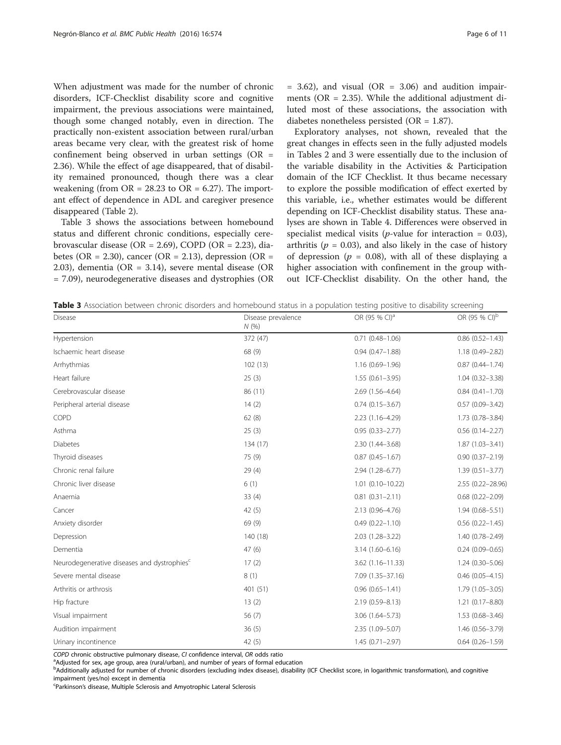When adjustment was made for the number of chronic disorders, ICF-Checklist disability score and cognitive impairment, the previous associations were maintained, though some changed notably, even in direction. The practically non-existent association between rural/urban areas became very clear, with the greatest risk of home confinement being observed in urban settings (OR = 2.36). While the effect of age disappeared, that of disability remained pronounced, though there was a clear weakening (from OR = 28.23 to OR = 6.27). The important effect of dependence in ADL and caregiver presence disappeared (Table 2).

Table 3 shows the associations between homebound status and different chronic conditions, especially cerebrovascular disease (OR = 2.69), COPD (OR = 2.23), diabetes (OR = 2.30), cancer (OR = 2.13), depression (OR = 2.03), dementia (OR = 3.14), severe mental disease (OR = 7.09), neurodegenerative diseases and dystrophies (OR = 3.62), and visual (OR = 3.06) and audition impairments (OR = 2.35). While the additional adjustment diluted most of these associations, the association with diabetes nonetheless persisted (OR = 1.87).

Exploratory analyses, not shown, revealed that the great changes in effects seen in the fully adjusted models in Tables 2 and 3 were essentially due to the inclusion of the variable disability in the Activities & Participation domain of the ICF Checklist. It thus became necessary to explore the possible modification of effect exerted by this variable, i.e., whether estimates would be different depending on ICF-Checklist disability status. These analyses are shown in Table 4. Differences were observed in specialist medical visits ($p$-value for interaction = 0.03), arthritis ($p$ = 0.03), and also likely in the case of history of depression ($p$ = 0.08), with all of these displaying a higher association with confinement in the group without ICF-Checklist disability. On the other hand, the

**Table 3** Association between chronic disorders and homebound status in a population testing positive to disability screening

| Disease | Disease prevalence *N* (%) | OR (95 % CI)[a] | OR (95 % CI)[b] |
|---|---|---|---|
| Hypertension | 372 (47) | 0.71 (0.48–1.06) | 0.86 (0.52–1.43) |
| Ischaemic heart disease | 68 (9) | 0.94 (0.47–1.88) | 1.18 (0.49–2.82) |
| Arrhythmias | 102 (13) | 1.16 (0.69–1.96) | 0.87 (0.44–1.74) |
| Heart failure | 25 (3) | 1.55 (0.61–3.95) | 1.04 (0.32–3.38) |
| Cerebrovascular disease | 86 (11) | 2.69 (1.56–4.64) | 0.84 (0.41–1.70) |
| Peripheral arterial disease | 14 (2) | 0.74 (0.15–3.67) | 0.57 (0.09–3.42) |
| COPD | 62 (8) | 2.23 (1.16–4.29) | 1.73 (0.78–3.84) |
| Asthma | 25 (3) | 0.95 (0.33–2.77) | 0.56 (0.14–2.27) |
| Diabetes | 134 (17) | 2.30 (1.44–3.68) | 1.87 (1.03–3.41) |
| Thyroid diseases | 75 (9) | 0.87 (0.45–1.67) | 0.90 (0.37–2.19) |
| Chronic renal failure | 29 (4) | 2.94 (1.28–6.77) | 1.39 (0.51–3.77) |
| Chronic liver disease | 6 (1) | 1.01 (0.10–10.22) | 2.55 (0.22–28.96) |
| Anaemia | 33 (4) | 0.81 (0.31–2.11) | 0.68 (0.22–2.09) |
| Cancer | 42 (5) | 2.13 (0.96–4.76) | 1.94 (0.68–5.51) |
| Anxiety disorder | 69 (9) | 0.49 (0.22–1.10) | 0.56 (0.22–1.45) |
| Depression | 140 (18) | 2.03 (1.28–3.22) | 1.40 (0.78–2.49) |
| Dementia | 47 (6) | 3.14 (1.60–6.16) | 0.24 (0.09–0.65) |
| Neurodegenerative diseases and dystrophies[c] | 17 (2) | 3.62 (1.16–11.33) | 1.24 (0.30–5.06) |
| Severe mental disease | 8 (1) | 7.09 (1.35–37.16) | 0.46 (0.05–4.15) |
| Arthritis or arthrosis | 401 (51) | 0.96 (0.65–1.41) | 1.79 (1.05–3.05) |
| Hip fracture | 13 (2) | 2.19 (0.59–8.13) | 1.21 (0.17–8.80) |
| Visual impairment | 56 (7) | 3.06 (1.64–5.73) | 1.53 (0.68–3.46) |
| Audition impairment | 36 (5) | 2.35 (1.09–5.07) | 1.46 (0.56–3.79) |
| Urinary incontinence | 42 (5) | 1.45 (0.71–2.97) | 0.64 (0.26–1.59) |

*COPD* chronic obstructive pulmonary disease, *CI* confidence interval, *OR* odds ratio

[a]Adjusted for sex, age group, area (rural/urban), and number of years of formal education

[b]Additionally adjusted for number of chronic disorders (excluding index disease), disability (ICF Checklist score, in logarithmic transformation), and cognitive impairment (yes/no) except in dementia

[c]Parkinson's disease, Multiple Sclerosis and Amyotrophic Lateral Sclerosis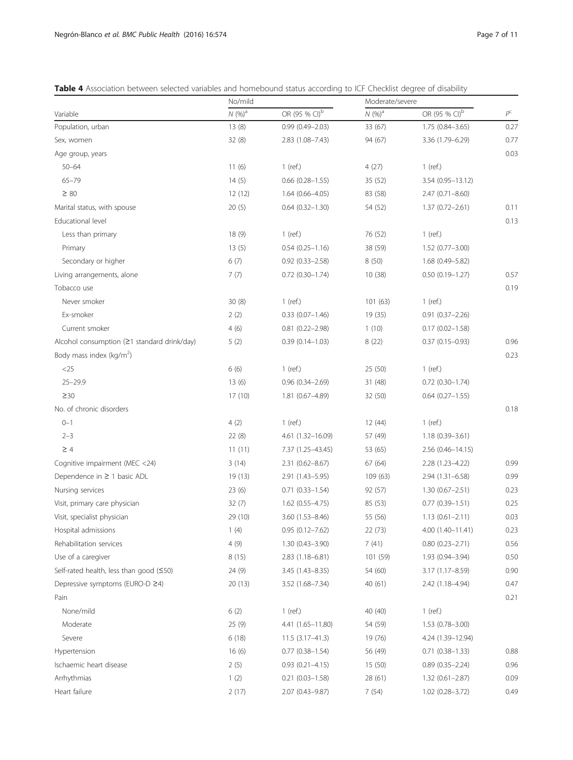**Table 4** Association between selected variables and homebound status according to ICF Checklist degree of disability

| Variable | No/mild | | Moderate/severe | | |
|---|---|---|---|---|---|
| | $N$ (%)[a] | OR (95 % CI)[b] | $N$ (%)[a] | OR (95 % CI)[b] | $P$[c] |
| Population, urban | 13 (8) | 0.99 (0.49–2.03) | 33 (67) | 1.75 (0.84–3.65) | 0.27 |
| Sex, women | 32 (8) | 2.83 (1.08–7.43) | 94 (67) | 3.36 (1.79–6.29) | 0.77 |
| Age group, years | | | | | 0.03 |
| 50–64 | 11 (6) | 1 (ref.) | 4 (27) | 1 (ref.) | |
| 65–79 | 14 (5) | 0.66 (0.28–1.55) | 35 (52) | 3.54 (0.95–13.12) | |
| ≥ 80 | 12 (12) | 1.64 (0.66–4.05) | 83 (58) | 2.47 (0.71–8.60) | |
| Marital status, with spouse | 20 (5) | 0.64 (0.32–1.30) | 54 (52) | 1.37 (0.72–2.61) | 0.11 |
| Educational level | | | | | 0.13 |
| Less than primary | 18 (9) | 1 (ref.) | 76 (52) | 1 (ref.) | |
| Primary | 13 (5) | 0.54 (0.25–1.16) | 38 (59) | 1.52 (0.77–3.00) | |
| Secondary or higher | 6 (7) | 0.92 (0.33–2.58) | 8 (50) | 1.68 (0.49–5.82) | |
| Living arrangements, alone | 7 (7) | 0.72 (0.30–1.74) | 10 (38) | 0.50 (0.19–1.27) | 0.57 |
| Tobacco use | | | | | 0.19 |
| Never smoker | 30 (8) | 1 (ref.) | 101 (63) | 1 (ref.) | |
| Ex-smoker | 2 (2) | 0.33 (0.07–1.46) | 19 (35) | 0.91 (0.37–2.26) | |
| Current smoker | 4 (6) | 0.81 (0.22–2.98) | 1 (10) | 0.17 (0.02–1.58) | |
| Alcohol consumption (≥1 standard drink/day) | 5 (2) | 0.39 (0.14–1.03) | 8 (22) | 0.37 (0.15–0.93) | 0.96 |
| Body mass index (kg/m$^2$) | | | | | 0.23 |
| <25 | 6 (6) | 1 (ref.) | 25 (50) | 1 (ref.) | |
| 25–29.9 | 13 (6) | 0.96 (0.34–2.69) | 31 (48) | 0.72 (0.30–1.74) | |
| ≥30 | 17 (10) | 1.81 (0.67–4.89) | 32 (50) | 0.64 (0.27–1.55) | |
| No. of chronic disorders | | | | | 0.18 |
| 0–1 | 4 (2) | 1 (ref.) | 12 (44) | 1 (ref.) | |
| 2–3 | 22 (8) | 4.61 (1.32–16.09) | 57 (49) | 1.18 (0.39–3.61) | |
| ≥ 4 | 11 (11) | 7.37 (1.25–43.45) | 53 (65) | 2.56 (0.46–14.15) | |
| Cognitive impairment (MEC <24) | 3 (14) | 2.31 (0.62–8.67) | 67 (64) | 2.28 (1.23–4.22) | 0.99 |
| Dependence in ≥ 1 basic ADL | 19 (13) | 2.91 (1.43–5.95) | 109 (63) | 2.94 (1.31–6.58) | 0.99 |
| Nursing services | 23 (6) | 0.71 (0.33–1.54) | 92 (57) | 1.30 (0.67–2.51) | 0.23 |
| Visit, primary care physician | 32 (7) | 1.62 (0.55–4.75) | 85 (53) | 0.77 (0.39–1.51) | 0.25 |
| Visit, specialist physician | 29 (10) | 3.60 (1.53–8.46) | 55 (56) | 1.13 (0.61–2.11) | 0.03 |
| Hospital admissions | 1 (4) | 0.95 (0.12–7.62) | 22 (73) | 4.00 (1.40–11.41) | 0.23 |
| Rehabilitation services | 4 (9) | 1.30 (0.43–3.90) | 7 (41) | 0.80 (0.23–2.71) | 0.56 |
| Use of a caregiver | 8 (15) | 2.83 (1.18–6.81) | 101 (59) | 1.93 (0.94–3.94) | 0.50 |
| Self-rated health, less than good (≤50) | 24 (9) | 3.45 (1.43–8.35) | 54 (60) | 3.17 (1.17–8.59) | 0.90 |
| Depressive symptoms (EURO-D ≥4) | 20 (13) | 3.52 (1.68–7.34) | 40 (61) | 2.42 (1.18–4.94) | 0.47 |
| Pain | | | | | 0.21 |
| None/mild | 6 (2) | 1 (ref.) | 40 (40) | 1 (ref.) | |
| Moderate | 25 (9) | 4.41 (1.65–11.80) | 54 (59) | 1.53 (0.78–3.00) | |
| Severe | 6 (18) | 11.5 (3.17–41.3) | 19 (76) | 4.24 (1.39–12.94) | |
| Hypertension | 16 (6) | 0.77 (0.38–1.54) | 56 (49) | 0.71 (0.38–1.33) | 0.88 |
| Ischaemic heart disease | 2 (5) | 0.93 (0.21–4.15) | 15 (50) | 0.89 (0.35–2.24) | 0.96 |
| Arrhythmias | 1 (2) | 0.21 (0.03–1.58) | 28 (61) | 1.32 (0.61–2.87) | 0.09 |
| Heart failure | 2 (17) | 2.07 (0.43–9.87) | 7 (54) | 1.02 (0.28–3.72) | 0.49 |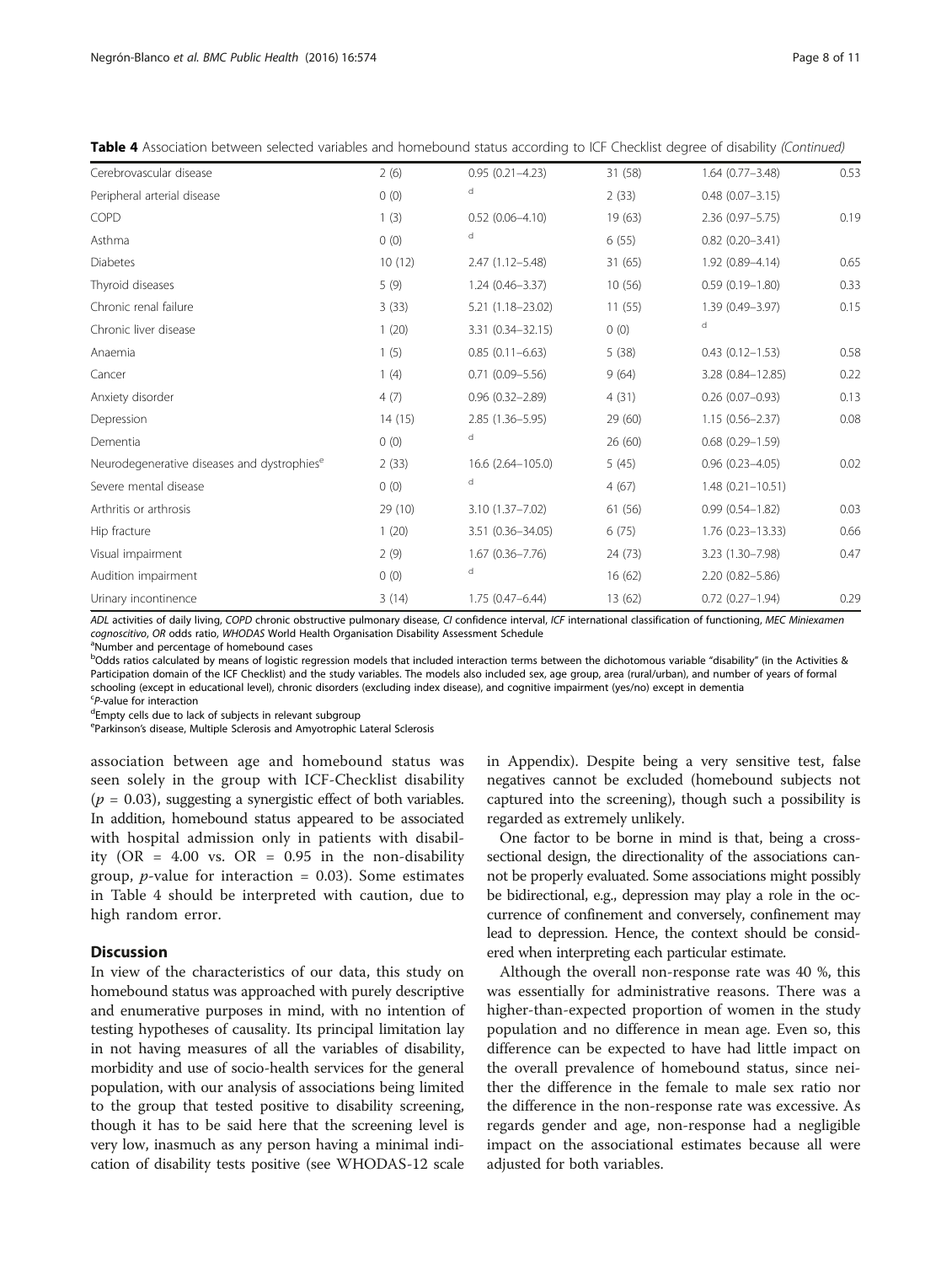**Table 4** Association between selected variables and homebound status according to ICF Checklist degree of disability *(Continued)*

| | | | | | |
|---|---|---|---|---|---|
| Cerebrovascular disease | 2 (6) | 0.95 (0.21–4.23) | 31 (58) | 1.64 (0.77–3.48) | 0.53 |
| Peripheral arterial disease | 0 (0) | d | 2 (33) | 0.48 (0.07–3.15) | |
| COPD | 1 (3) | 0.52 (0.06–4.10) | 19 (63) | 2.36 (0.97–5.75) | 0.19 |
| Asthma | 0 (0) | d | 6 (55) | 0.82 (0.20–3.41) | |
| Diabetes | 10 (12) | 2.47 (1.12–5.48) | 31 (65) | 1.92 (0.89–4.14) | 0.65 |
| Thyroid diseases | 5 (9) | 1.24 (0.46–3.37) | 10 (56) | 0.59 (0.19–1.80) | 0.33 |
| Chronic renal failure | 3 (33) | 5.21 (1.18–23.02) | 11 (55) | 1.39 (0.49–3.97) | 0.15 |
| Chronic liver disease | 1 (20) | 3.31 (0.34–32.15) | 0 (0) | d | |
| Anaemia | 1 (5) | 0.85 (0.11–6.63) | 5 (38) | 0.43 (0.12–1.53) | 0.58 |
| Cancer | 1 (4) | 0.71 (0.09–5.56) | 9 (64) | 3.28 (0.84–12.85) | 0.22 |
| Anxiety disorder | 4 (7) | 0.96 (0.32–2.89) | 4 (31) | 0.26 (0.07–0.93) | 0.13 |
| Depression | 14 (15) | 2.85 (1.36–5.95) | 29 (60) | 1.15 (0.56–2.37) | 0.08 |
| Dementia | 0 (0) | d | 26 (60) | 0.68 (0.29–1.59) | |
| Neurodegenerative diseases and dystrophies[e] | 2 (33) | 16.6 (2.64–105.0) | 5 (45) | 0.96 (0.23–4.05) | 0.02 |
| Severe mental disease | 0 (0) | d | 4 (67) | 1.48 (0.21–10.51) | |
| Arthritis or arthrosis | 29 (10) | 3.10 (1.37–7.02) | 61 (56) | 0.99 (0.54–1.82) | 0.03 |
| Hip fracture | 1 (20) | 3.51 (0.36–34.05) | 6 (75) | 1.76 (0.23–13.33) | 0.66 |
| Visual impairment | 2 (9) | 1.67 (0.36–7.76) | 24 (73) | 3.23 (1.30–7.98) | 0.47 |
| Audition impairment | 0 (0) | d | 16 (62) | 2.20 (0.82–5.86) | |
| Urinary incontinence | 3 (14) | 1.75 (0.47–6.44) | 13 (62) | 0.72 (0.27–1.94) | 0.29 |

*ADL* activities of daily living, *COPD* chronic obstructive pulmonary disease, *CI* confidence interval, *ICF* international classification of functioning, *MEC Miniexamen cognoscitivo*, *OR* odds ratio, *WHODAS* World Health Organisation Disability Assessment Schedule
[a]Number and percentage of homebound cases
[b]Odds ratios calculated by means of logistic regression models that included interaction terms between the dichotomous variable "disability" (in the Activities & Participation domain of the ICF Checklist) and the study variables. The models also included sex, age group, area (rural/urban), and number of years of formal schooling (except in educational level), chronic disorders (excluding index disease), and cognitive impairment (yes/no) except in dementia
[c]*P*-value for interaction
[d]Empty cells due to lack of subjects in relevant subgroup
[e]Parkinson's disease, Multiple Sclerosis and Amyotrophic Lateral Sclerosis

association between age and homebound status was seen solely in the group with ICF-Checklist disability ($p$ = 0.03), suggesting a synergistic effect of both variables. In addition, homebound status appeared to be associated with hospital admission only in patients with disability (OR = 4.00 vs. OR = 0.95 in the non-disability group, $p$-value for interaction = 0.03). Some estimates in Table 4 should be interpreted with caution, due to high random error.

## Discussion

In view of the characteristics of our data, this study on homebound status was approached with purely descriptive and enumerative purposes in mind, with no intention of testing hypotheses of causality. Its principal limitation lay in not having measures of all the variables of disability, morbidity and use of socio-health services for the general population, with our analysis of associations being limited to the group that tested positive to disability screening, though it has to be said here that the screening level is very low, inasmuch as any person having a minimal indication of disability tests positive (see WHODAS-12 scale in Appendix). Despite being a very sensitive test, false negatives cannot be excluded (homebound subjects not captured into the screening), though such a possibility is regarded as extremely unlikely.

One factor to be borne in mind is that, being a cross-sectional design, the directionality of the associations cannot be properly evaluated. Some associations might possibly be bidirectional, e.g., depression may play a role in the occurrence of confinement and conversely, confinement may lead to depression. Hence, the context should be considered when interpreting each particular estimate.

Although the overall non-response rate was 40 %, this was essentially for administrative reasons. There was a higher-than-expected proportion of women in the study population and no difference in mean age. Even so, this difference can be expected to have had little impact on the overall prevalence of homebound status, since neither the difference in the female to male sex ratio nor the difference in the non-response rate was excessive. As regards gender and age, non-response had a negligible impact on the associational estimates because all were adjusted for both variables.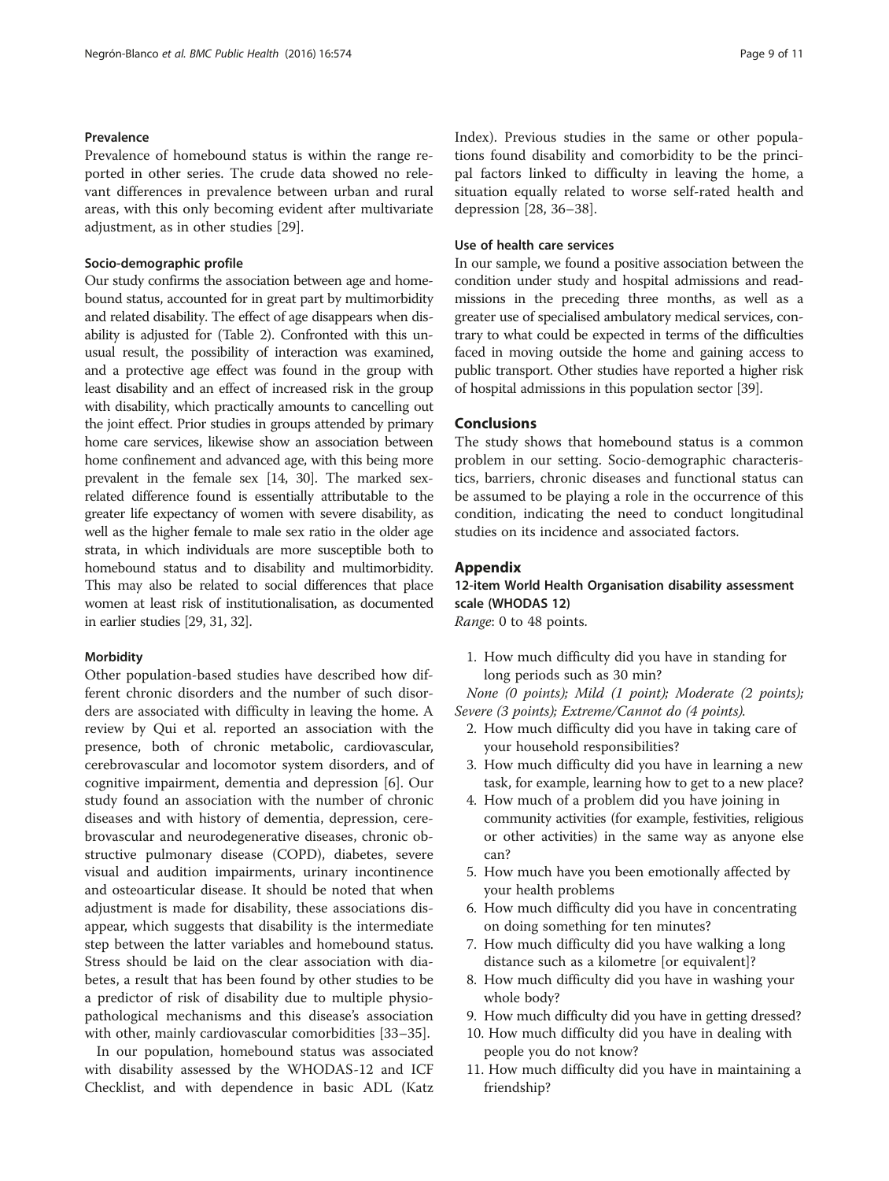### Prevalence

Prevalence of homebound status is within the range reported in other series. The crude data showed no relevant differences in prevalence between urban and rural areas, with this only becoming evident after multivariate adjustment, as in other studies [29].

### Socio-demographic profile

Our study confirms the association between age and homebound status, accounted for in great part by multimorbidity and related disability. The effect of age disappears when disability is adjusted for (Table 2). Confronted with this unusual result, the possibility of interaction was examined, and a protective age effect was found in the group with least disability and an effect of increased risk in the group with disability, which practically amounts to cancelling out the joint effect. Prior studies in groups attended by primary home care services, likewise show an association between home confinement and advanced age, with this being more prevalent in the female sex [14, 30]. The marked sex-related difference found is essentially attributable to the greater life expectancy of women with severe disability, as well as the higher female to male sex ratio in the older age strata, in which individuals are more susceptible both to homebound status and to disability and multimorbidity. This may also be related to social differences that place women at least risk of institutionalisation, as documented in earlier studies [29, 31, 32].

### Morbidity

Other population-based studies have described how different chronic disorders and the number of such disorders are associated with difficulty in leaving the home. A review by Qui et al. reported an association with the presence, both of chronic metabolic, cardiovascular, cerebrovascular and locomotor system disorders, and of cognitive impairment, dementia and depression [6]. Our study found an association with the number of chronic diseases and with history of dementia, depression, cerebrovascular and neurodegenerative diseases, chronic obstructive pulmonary disease (COPD), diabetes, severe visual and audition impairments, urinary incontinence and osteoarticular disease. It should be noted that when adjustment is made for disability, these associations disappear, which suggests that disability is the intermediate step between the latter variables and homebound status. Stress should be laid on the clear association with diabetes, a result that has been found by other studies to be a predictor of risk of disability due to multiple physiopathological mechanisms and this disease's association with other, mainly cardiovascular comorbidities [33–35].

In our population, homebound status was associated with disability assessed by the WHODAS-12 and ICF Checklist, and with dependence in basic ADL (Katz Index). Previous studies in the same or other populations found disability and comorbidity to be the principal factors linked to difficulty in leaving the home, a situation equally related to worse self-rated health and depression [28, 36–38].

### Use of health care services

In our sample, we found a positive association between the condition under study and hospital admissions and readmissions in the preceding three months, as well as a greater use of specialised ambulatory medical services, contrary to what could be expected in terms of the difficulties faced in moving outside the home and gaining access to public transport. Other studies have reported a higher risk of hospital admissions in this population sector [39].

## Conclusions

The study shows that homebound status is a common problem in our setting. Socio-demographic characteristics, barriers, chronic diseases and functional status can be assumed to be playing a role in the occurrence of this condition, indicating the need to conduct longitudinal studies on its incidence and associated factors.

## Appendix

### 12-item World Health Organisation disability assessment scale (WHODAS 12)

*Range*: 0 to 48 points.

1. How much difficulty did you have in standing for long periods such as 30 min?

*None (0 points); Mild (1 point); Moderate (2 points); Severe (3 points); Extreme/Cannot do (4 points).*

2. How much difficulty did you have in taking care of your household responsibilities?
3. How much difficulty did you have in learning a new task, for example, learning how to get to a new place?
4. How much of a problem did you have joining in community activities (for example, festivities, religious or other activities) in the same way as anyone else can?
5. How much have you been emotionally affected by your health problems
6. How much difficulty did you have in concentrating on doing something for ten minutes?
7. How much difficulty did you have walking a long distance such as a kilometre [or equivalent]?
8. How much difficulty did you have in washing your whole body?
9. How much difficulty did you have in getting dressed?
10. How much difficulty did you have in dealing with people you do not know?
11. How much difficulty did you have in maintaining a friendship?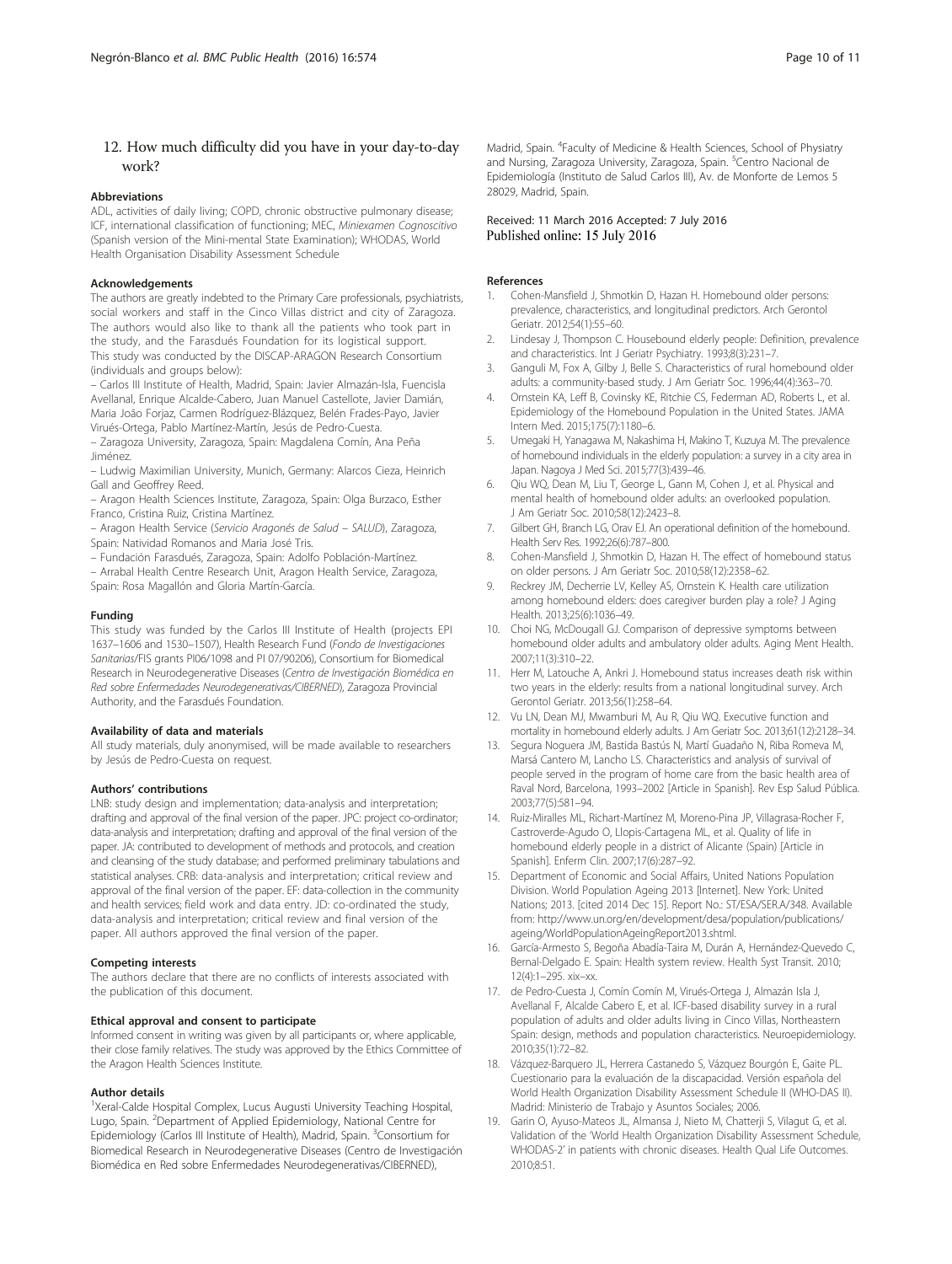12. How much difficulty did you have in your day-to-day work?

#### Abbreviations

ADL, activities of daily living; COPD, chronic obstructive pulmonary disease; ICF, international classification of functioning; MEC, *Miniexamen Cognoscitivo* (Spanish version of the Mini-mental State Examination); WHODAS, World Health Organisation Disability Assessment Schedule

#### Acknowledgements

The authors are greatly indebted to the Primary Care professionals, psychiatrists, social workers and staff in the Cinco Villas district and city of Zaragoza. The authors would also like to thank all the patients who took part in the study, and the Farasdués Foundation for its logistical support.
This study was conducted by the DISCAP-ARAGON Research Consortium (individuals and groups below):
– Carlos III Institute of Health, Madrid, Spain: Javier Almazán-Isla, Fuencisla Avellanal, Enrique Alcalde-Cabero, Juan Manuel Castellote, Javier Damián, Maria João Forjaz, Carmen Rodríguez-Blázquez, Belén Frades-Payo, Javier Virués-Ortega, Pablo Martínez-Martín, Jesús de Pedro-Cuesta.
– Zaragoza University, Zaragoza, Spain: Magdalena Comín, Ana Peña Jiménez.
– Ludwig Maximilian University, Munich, Germany: Alarcos Cieza, Heinrich Gall and Geoffrey Reed.
– Aragon Health Sciences Institute, Zaragoza, Spain: Olga Burzaco, Esther Franco, Cristina Ruiz, Cristina Martínez.
– Aragon Health Service (*Servicio Aragonés de Salud – SALUD*), Zaragoza, Spain: Natividad Romanos and Maria José Tris.
– Fundación Farasdués, Zaragoza, Spain: Adolfo Población-Martínez.
– Arrabal Health Centre Research Unit, Aragon Health Service, Zaragoza, Spain: Rosa Magallón and Gloria Martín-García.

#### Funding

This study was funded by the Carlos III Institute of Health (projects EPI 1637–1606 and 1530–1507), Health Research Fund (*Fondo de Investigaciones Sanitarias*/FIS grants PI06/1098 and PI 07/90206), Consortium for Biomedical Research in Neurodegenerative Diseases (*Centro de Investigación Biomédica en Red sobre Enfermedades Neurodegenerativas/CIBERNED*), Zaragoza Provincial Authority, and the Farasdués Foundation.

#### Availability of data and materials

All study materials, duly anonymised, will be made available to researchers by Jesús de Pedro-Cuesta on request.

#### Authors' contributions

LNB: study design and implementation; data-analysis and interpretation; drafting and approval of the final version of the paper. JPC: project co-ordinator; data-analysis and interpretation; drafting and approval of the final version of the paper. JA: contributed to development of methods and protocols, and creation and cleansing of the study database; and performed preliminary tabulations and statistical analyses. CRB: data-analysis and interpretation; critical review and approval of the final version of the paper. EF: data-collection in the community and health services; field work and data entry. JD: co-ordinated the study, data-analysis and interpretation; critical review and final version of the paper. All authors approved the final version of the paper.

#### Competing interests

The authors declare that there are no conflicts of interests associated with the publication of this document.

#### Ethical approval and consent to participate

Informed consent in writing was given by all participants or, where applicable, their close family relatives. The study was approved by the Ethics Committee of the Aragon Health Sciences Institute.

#### Author details

[1]Xeral-Calde Hospital Complex, Lucus Augusti University Teaching Hospital, Lugo, Spain. [2]Department of Applied Epidemiology, National Centre for Epidemiology (Carlos III Institute of Health), Madrid, Spain. [3]Consortium for Biomedical Research in Neurodegenerative Diseases (Centro de Investigación Biomédica en Red sobre Enfermedades Neurodegenerativas/CIBERNED), Madrid, Spain. [4]Faculty of Medicine & Health Sciences, School of Physiatry and Nursing, Zaragoza University, Zaragoza, Spain. [5]Centro Nacional de Epidemiología (Instituto de Salud Carlos III), Av. de Monforte de Lemos 5 28029, Madrid, Spain.

Received: 11 March 2016 Accepted: 7 July 2016
Published online: 15 July 2016

#### References

1. Cohen-Mansfield J, Shmotkin D, Hazan H. Homebound older persons: prevalence, characteristics, and longitudinal predictors. Arch Gerontol Geriatr. 2012;54(1):55–60.
2. Lindesay J, Thompson C. Housebound elderly people: Definition, prevalence and characteristics. Int J Geriatr Psychiatry. 1993;8(3):231–7.
3. Ganguli M, Fox A, Gilby J, Belle S. Characteristics of rural homebound older adults: a community-based study. J Am Geriatr Soc. 1996;44(4):363–70.
4. Ornstein KA, Leff B, Covinsky KE, Ritchie CS, Federman AD, Roberts L, et al. Epidemiology of the Homebound Population in the United States. JAMA Intern Med. 2015;175(7):1180–6.
5. Umegaki H, Yanagawa M, Nakashima H, Makino T, Kuzuya M. The prevalence of homebound individuals in the elderly population: a survey in a city area in Japan. Nagoya J Med Sci. 2015;77(3):439–46.
6. Qiu WQ, Dean M, Liu T, George L, Gann M, Cohen J, et al. Physical and mental health of homebound older adults: an overlooked population. J Am Geriatr Soc. 2010;58(12):2423–8.
7. Gilbert GH, Branch LG, Orav EJ. An operational definition of the homebound. Health Serv Res. 1992;26(6):787–800.
8. Cohen-Mansfield J, Shmotkin D, Hazan H. The effect of homebound status on older persons. J Am Geriatr Soc. 2010;58(12):2358–62.
9. Reckrey JM, Decherrie LV, Kelley AS, Ornstein K. Health care utilization among homebound elders: does caregiver burden play a role? J Aging Health. 2013;25(6):1036–49.
10. Choi NG, McDougall GJ. Comparison of depressive symptoms between homebound older adults and ambulatory older adults. Aging Ment Health. 2007;11(3):310–22.
11. Herr M, Latouche A, Ankri J. Homebound status increases death risk within two years in the elderly: results from a national longitudinal survey. Arch Gerontol Geriatr. 2013;56(1):258–64.
12. Vu LN, Dean MJ, Mwamburi M, Au R, Qiu WQ. Executive function and mortality in homebound elderly adults. J Am Geriatr Soc. 2013;61(12):2128–34.
13. Segura Noguera JM, Bastida Bastús N, Martí Guadaño N, Riba Romeva M, Marsá Cantero M, Lancho LS. Characteristics and analysis of survival of people served in the program of home care from the basic health area of Raval Nord, Barcelona, 1993–2002 [Article in Spanish]. Rev Esp Salud Pública. 2003;77(5):581–94.
14. Ruiz-Miralles ML, Richart-Martínez M, Moreno-Pina JP, Villagrasa-Rocher F, Castroverde-Agudo O, Llopis-Cartagena ML, et al. Quality of life in homebound elderly people in a district of Alicante (Spain) [Article in Spanish]. Enferm Clin. 2007;17(6):287–92.
15. Department of Economic and Social Affairs, United Nations Population Division. World Population Ageing 2013 [Internet]. New York: United Nations; 2013. [cited 2014 Dec 15]. Report No.: ST/ESA/SER.A/348. Available from: http://www.un.org/en/development/desa/population/publications/ageing/WorldPopulationAgeingReport2013.shtml.
16. García-Armesto S, Begoña Abadía-Taira M, Durán A, Hernández-Quevedo C, Bernal-Delgado E. Spain: Health system review. Health Syst Transit. 2010; 12(4):1–295. xix–xx.
17. de Pedro-Cuesta J, Comín Comín M, Virués-Ortega J, Almazán Isla J, Avellanal F, Alcalde Cabero E, et al. ICF-based disability survey in a rural population of adults and older adults living in Cinco Villas, Northeastern Spain: design, methods and population characteristics. Neuroepidemiology. 2010;35(1):72–82.
18. Vázquez-Barquero JL, Herrera Castanedo S, Vázquez Bourgón E, Gaite PL. Cuestionario para la evaluación de la discapacidad. Versión española del World Health Organization Disability Assessment Schedule II (WHO-DAS II). Madrid: Ministerio de Trabajo y Asuntos Sociales; 2006.
19. Garin O, Ayuso-Mateos JL, Almansa J, Nieto M, Chatterji S, Vilagut G, et al. Validation of the 'World Health Organization Disability Assessment Schedule, WHODAS-2' in patients with chronic diseases. Health Qual Life Outcomes. 2010;8:51.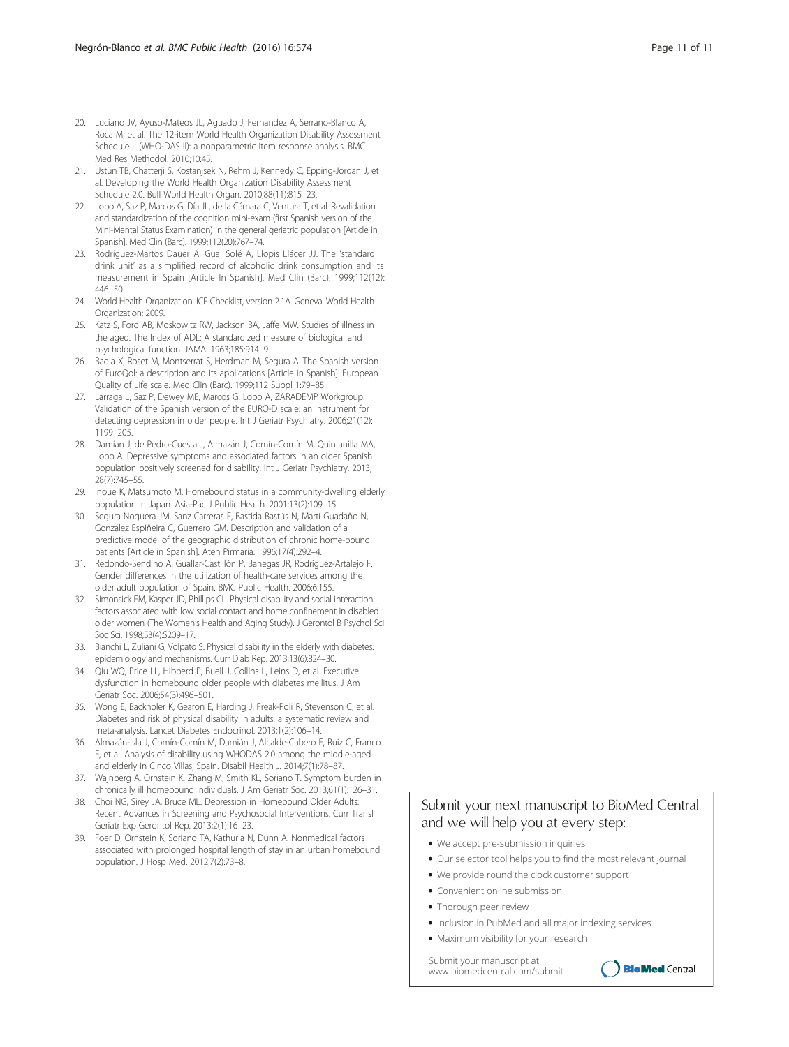20. Luciano JV, Ayuso-Mateos JL, Aguado J, Fernandez A, Serrano-Blanco A, Roca M, et al. The 12-item World Health Organization Disability Assessment Schedule II (WHO-DAS II): a nonparametric item response analysis. BMC Med Res Methodol. 2010;10:45.
21. Ustün TB, Chatterji S, Kostanjsek N, Rehm J, Kennedy C, Epping-Jordan J, et al. Developing the World Health Organization Disability Assessment Schedule 2.0. Bull World Health Organ. 2010;88(11):815–23.
22. Lobo A, Saz P, Marcos G, Día JL, de la Cámara C, Ventura T, et al. Revalidation and standardization of the cognition mini-exam (first Spanish version of the Mini-Mental Status Examination) in the general geriatric population [Article in Spanish]. Med Clin (Barc). 1999;112(20):767–74.
23. Rodríguez-Martos Dauer A, Gual Solé A, Llopis Llácer JJ. The 'standard drink unit' as a simplified record of alcoholic drink consumption and its measurement in Spain [Article In Spanish]. Med Clin (Barc). 1999;112(12): 446–50.
24. World Health Organization. ICF Checklist, version 2.1A. Geneva: World Health Organization; 2009.
25. Katz S, Ford AB, Moskowitz RW, Jackson BA, Jaffe MW. Studies of illness in the aged. The Index of ADL: A standardized measure of biological and psychological function. JAMA. 1963;185:914–9.
26. Badia X, Roset M, Montserrat S, Herdman M, Segura A. The Spanish version of EuroQol: a description and its applications [Article in Spanish]. European Quality of Life scale. Med Clin (Barc). 1999;112 Suppl 1:79–85.
27. Larraga L, Saz P, Dewey ME, Marcos G, Lobo A, ZARADEMP Workgroup. Validation of the Spanish version of the EURO-D scale: an instrument for detecting depression in older people. Int J Geriatr Psychiatry. 2006;21(12): 1199–205.
28. Damian J, de Pedro-Cuesta J, Almazán J, Comín-Comín M, Quintanilla MA, Lobo A. Depressive symptoms and associated factors in an older Spanish population positively screened for disability. Int J Geriatr Psychiatry. 2013; 28(7):745–55.
29. Inoue K, Matsumoto M. Homebound status in a community-dwelling elderly population in Japan. Asia-Pac J Public Health. 2001;13(2):109–15.
30. Segura Noguera JM, Sanz Carreras F, Bastida Bastús N, Martí Guadaño N, González Espiñeira C, Guerrero GM. Description and validation of a predictive model of the geographic distribution of chronic home-bound patients [Article in Spanish]. Aten Pirmaria. 1996;17(4):292–4.
31. Redondo-Sendino A, Guallar-Castillón P, Banegas JR, Rodríguez-Artalejo F. Gender differences in the utilization of health-care services among the older adult population of Spain. BMC Public Health. 2006;6:155.
32. Simonsick EM, Kasper JD, Phillips CL. Physical disability and social interaction: factors associated with low social contact and home confinement in disabled older women (The Women's Health and Aging Study). J Gerontol B Psychol Sci Soc Sci. 1998;53(4):S209–17.
33. Bianchi L, Zuliani G, Volpato S. Physical disability in the elderly with diabetes: epidemiology and mechanisms. Curr Diab Rep. 2013;13(6):824–30.
34. Qiu WQ, Price LL, Hibberd P, Buell J, Collins L, Leins D, et al. Executive dysfunction in homebound older people with diabetes mellitus. J Am Geriatr Soc. 2006;54(3):496–501.
35. Wong E, Backholer K, Gearon E, Harding J, Freak-Poli R, Stevenson C, et al. Diabetes and risk of physical disability in adults: a systematic review and meta-analysis. Lancet Diabetes Endocrinol. 2013;1(2):106–14.
36. Almazán-Isla J, Comín-Comín M, Damián J, Alcalde-Cabero E, Ruiz C, Franco E, et al. Analysis of disability using WHODAS 2.0 among the middle-aged and elderly in Cinco Villas, Spain. Disabil Health J. 2014;7(1):78–87.
37. Wajnberg A, Ornstein K, Zhang M, Smith KL, Soriano T. Symptom burden in chronically ill homebound individuals. J Am Geriatr Soc. 2013;61(1):126–31.
38. Choi NG, Sirey JA, Bruce ML. Depression in Homebound Older Adults: Recent Advances in Screening and Psychosocial Interventions. Curr Transl Geriatr Exp Gerontol Rep. 2013;2(1):16–23.
39. Foer D, Ornstein K, Soriano TA, Kathuria N, Dunn A. Nonmedical factors associated with prolonged hospital length of stay in an urban homebound population. J Hosp Med. 2012;7(2):73–8.

Submit your next manuscript to BioMed Central and we will help you at every step:

- We accept pre-submission inquiries
- Our selector tool helps you to find the most relevant journal
- We provide round the clock customer support
- Convenient online submission
- Thorough peer review
- Inclusion in PubMed and all major indexing services
- Maximum visibility for your research

Submit your manuscript at www.biomedcentral.com/submit

BioMed Central